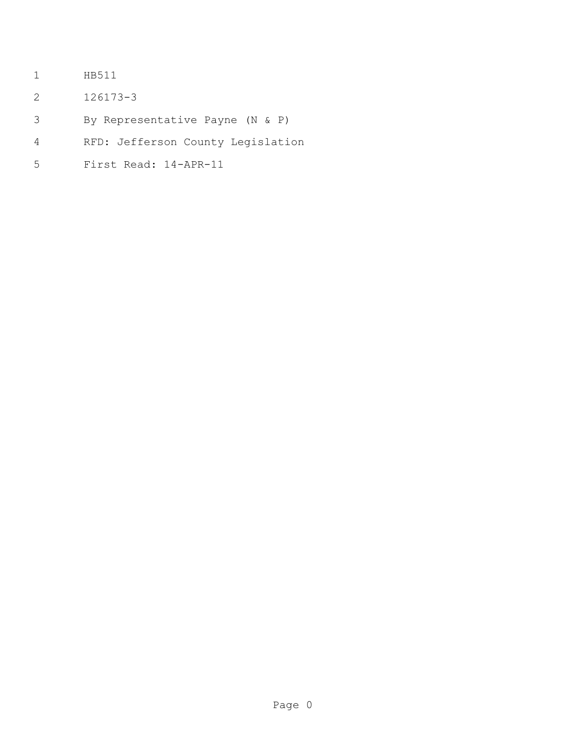HB511

126173-3

By Representative Payne (N & P)

RFD: Jefferson County Legislation

First Read: 14-APR-11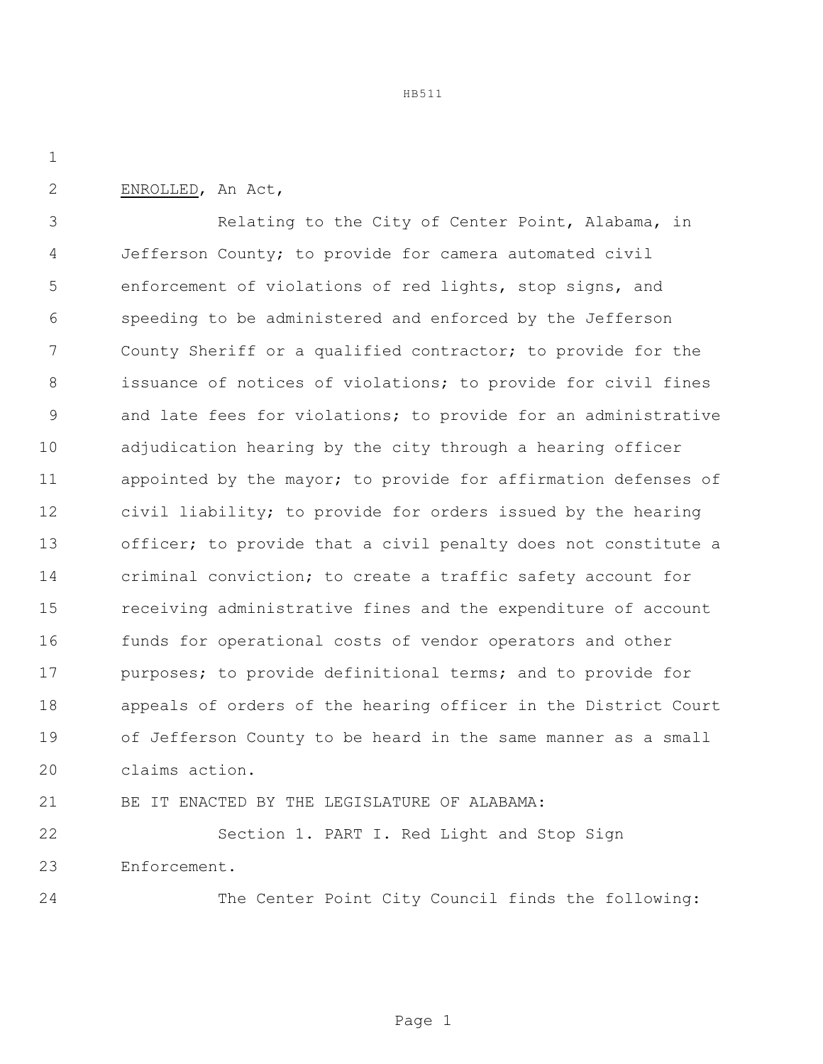ENROLLED, An Act,

Relating to the City of Center Point, Alabama, in Jefferson County; to provide for camera automated civil enforcement of violations of red lights, stop signs, and speeding to be administered and enforced by the Jefferson County Sheriff or a qualified contractor; to provide for the issuance of notices of violations; to provide for civil fines and late fees for violations; to provide for an administrative adjudication hearing by the city through a hearing officer appointed by the mayor; to provide for affirmation defenses of civil liability; to provide for orders issued by the hearing officer; to provide that a civil penalty does not constitute a criminal conviction; to create a traffic safety account for receiving administrative fines and the expenditure of account funds for operational costs of vendor operators and other purposes; to provide definitional terms; and to provide for appeals of orders of the hearing officer in the District Court of Jefferson County to be heard in the same manner as a small claims action.

BE IT ENACTED BY THE LEGISLATURE OF ALABAMA:

Section 1. PART I. Red Light and Stop Sign Enforcement.

The Center Point City Council finds the following: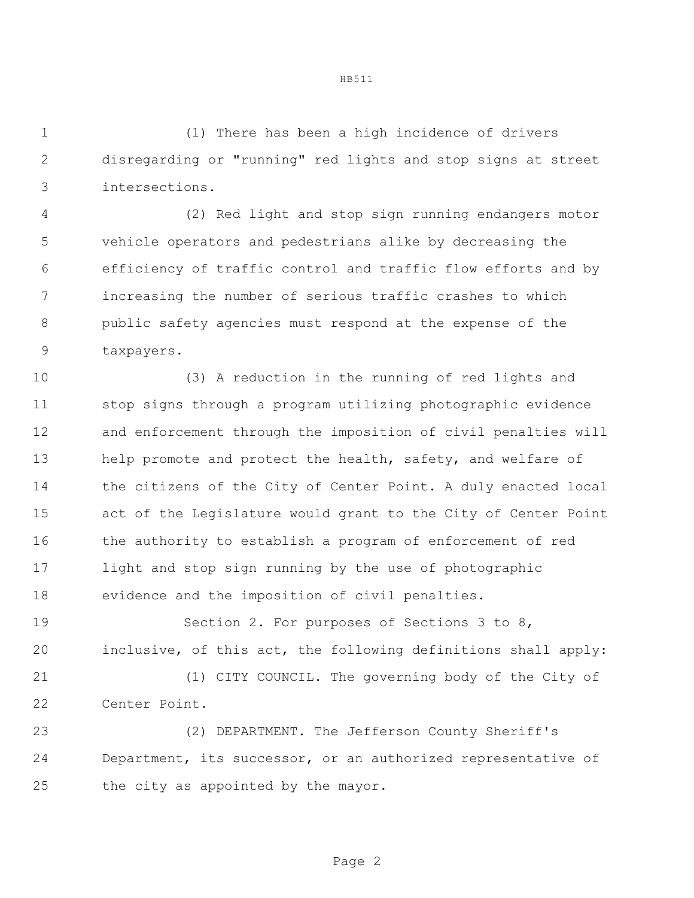(1) There has been a high incidence of drivers disregarding or "running" red lights and stop signs at street intersections.

(2) Red light and stop sign running endangers motor vehicle operators and pedestrians alike by decreasing the efficiency of traffic control and traffic flow efforts and by increasing the number of serious traffic crashes to which public safety agencies must respond at the expense of the taxpayers.

(3) A reduction in the running of red lights and stop signs through a program utilizing photographic evidence and enforcement through the imposition of civil penalties will help promote and protect the health, safety, and welfare of the citizens of the City of Center Point. A duly enacted local act of the Legislature would grant to the City of Center Point the authority to establish a program of enforcement of red light and stop sign running by the use of photographic evidence and the imposition of civil penalties.

Section 2. For purposes of Sections 3 to 8, inclusive, of this act, the following definitions shall apply:

(1) CITY COUNCIL. The governing body of the City of Center Point.

(2) DEPARTMENT. The Jefferson County Sheriff's Department, its successor, or an authorized representative of the city as appointed by the mayor.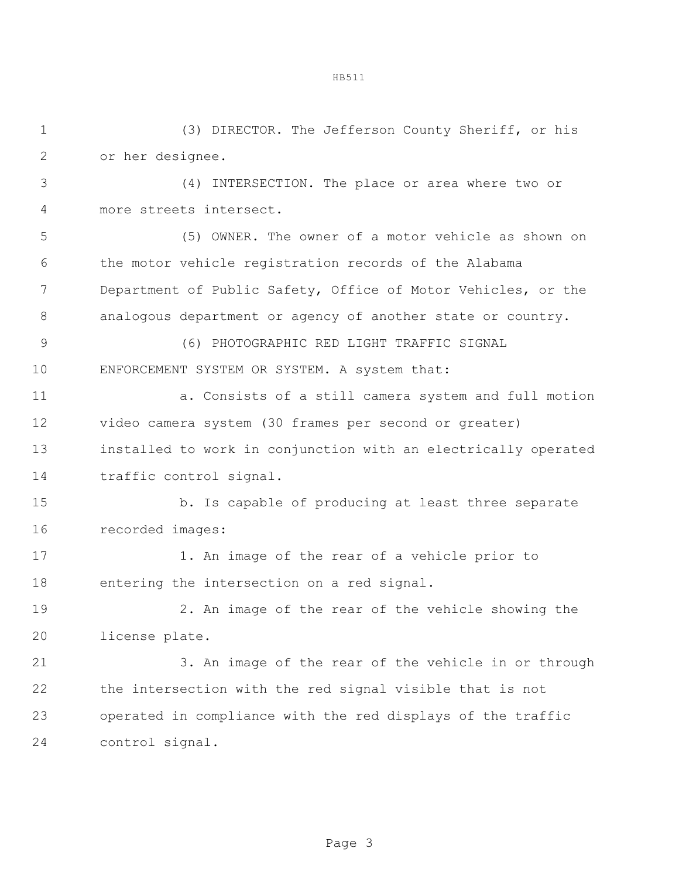(3) DIRECTOR. The Jefferson County Sheriff, or his or her designee.

(4) INTERSECTION. The place or area where two or more streets intersect.

(5) OWNER. The owner of a motor vehicle as shown on the motor vehicle registration records of the Alabama Department of Public Safety, Office of Motor Vehicles, or the analogous department or agency of another state or country.

(6) PHOTOGRAPHIC RED LIGHT TRAFFIC SIGNAL ENFORCEMENT SYSTEM OR SYSTEM. A system that:

a. Consists of a still camera system and full motion video camera system (30 frames per second or greater) installed to work in conjunction with an electrically operated traffic control signal.

b. Is capable of producing at least three separate recorded images:

1. An image of the rear of a vehicle prior to entering the intersection on a red signal.

2. An image of the rear of the vehicle showing the license plate.

3. An image of the rear of the vehicle in or through the intersection with the red signal visible that is not operated in compliance with the red displays of the traffic control signal.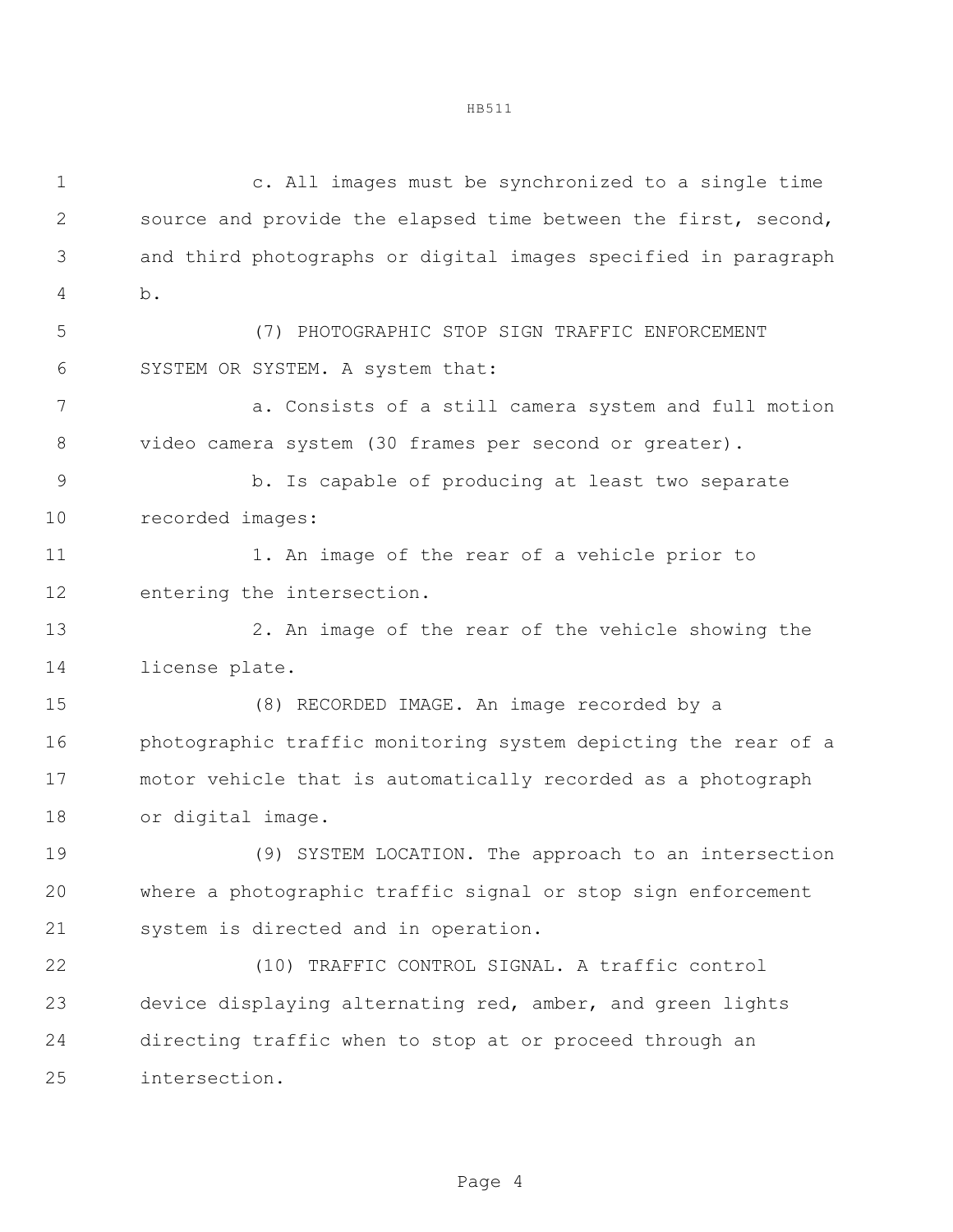c. All images must be synchronized to a single time source and provide the elapsed time between the first, second, and third photographs or digital images specified in paragraph b.

(7) PHOTOGRAPHIC STOP SIGN TRAFFIC ENFORCEMENT SYSTEM OR SYSTEM. A system that:

a. Consists of a still camera system and full motion video camera system (30 frames per second or greater).

b. Is capable of producing at least two separate recorded images:

1. An image of the rear of a vehicle prior to entering the intersection.

2. An image of the rear of the vehicle showing the license plate.

(8) RECORDED IMAGE. An image recorded by a photographic traffic monitoring system depicting the rear of a motor vehicle that is automatically recorded as a photograph or digital image.

(9) SYSTEM LOCATION. The approach to an intersection where a photographic traffic signal or stop sign enforcement system is directed and in operation.

(10) TRAFFIC CONTROL SIGNAL. A traffic control device displaying alternating red, amber, and green lights directing traffic when to stop at or proceed through an intersection.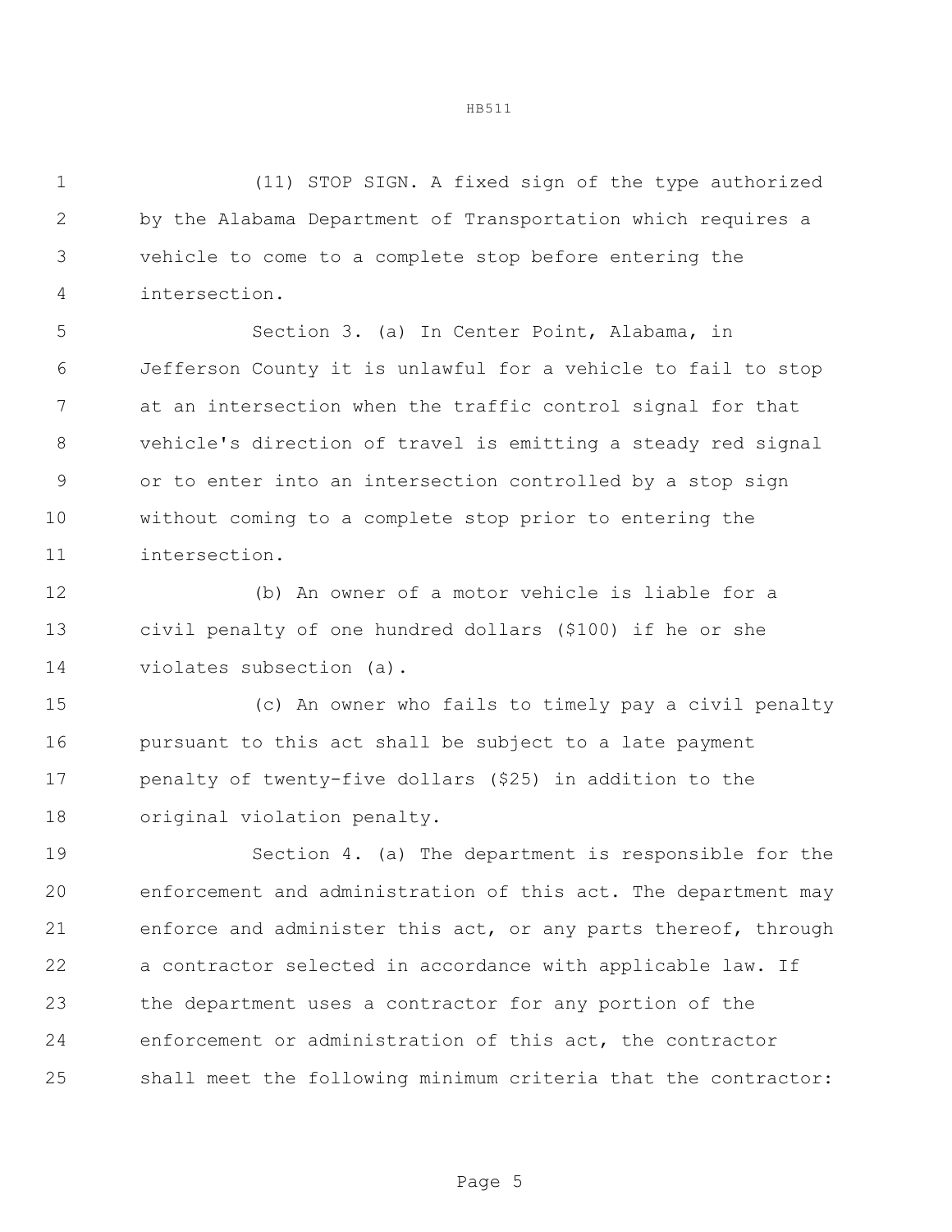(11) STOP SIGN. A fixed sign of the type authorized by the Alabama Department of Transportation which requires a vehicle to come to a complete stop before entering the intersection.

Section 3. (a) In Center Point, Alabama, in Jefferson County it is unlawful for a vehicle to fail to stop at an intersection when the traffic control signal for that vehicle's direction of travel is emitting a steady red signal or to enter into an intersection controlled by a stop sign without coming to a complete stop prior to entering the intersection.

(b) An owner of a motor vehicle is liable for a civil penalty of one hundred dollars ($100) if he or she violates subsection (a).

(c) An owner who fails to timely pay a civil penalty pursuant to this act shall be subject to a late payment penalty of twenty-five dollars ($25) in addition to the original violation penalty.

Section 4. (a) The department is responsible for the enforcement and administration of this act. The department may enforce and administer this act, or any parts thereof, through a contractor selected in accordance with applicable law. If the department uses a contractor for any portion of the enforcement or administration of this act, the contractor shall meet the following minimum criteria that the contractor: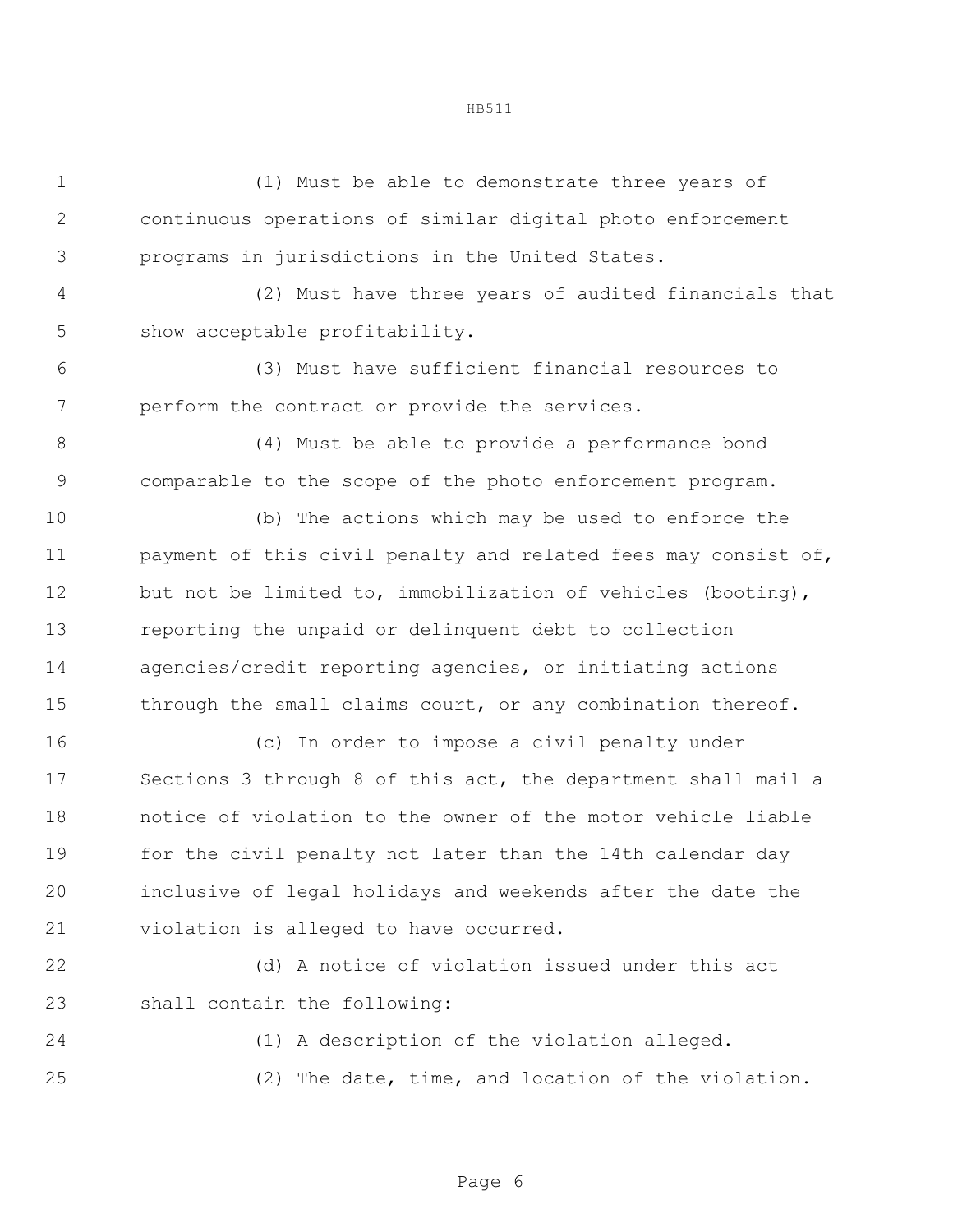(1) Must be able to demonstrate three years of continuous operations of similar digital photo enforcement programs in jurisdictions in the United States.

(2) Must have three years of audited financials that show acceptable profitability.

(3) Must have sufficient financial resources to perform the contract or provide the services.

(4) Must be able to provide a performance bond comparable to the scope of the photo enforcement program.

(b) The actions which may be used to enforce the payment of this civil penalty and related fees may consist of, but not be limited to, immobilization of vehicles (booting), reporting the unpaid or delinquent debt to collection agencies/credit reporting agencies, or initiating actions through the small claims court, or any combination thereof.

(c) In order to impose a civil penalty under Sections 3 through 8 of this act, the department shall mail a notice of violation to the owner of the motor vehicle liable for the civil penalty not later than the 14th calendar day inclusive of legal holidays and weekends after the date the violation is alleged to have occurred.

(d) A notice of violation issued under this act shall contain the following:

(1) A description of the violation alleged.

(2) The date, time, and location of the violation.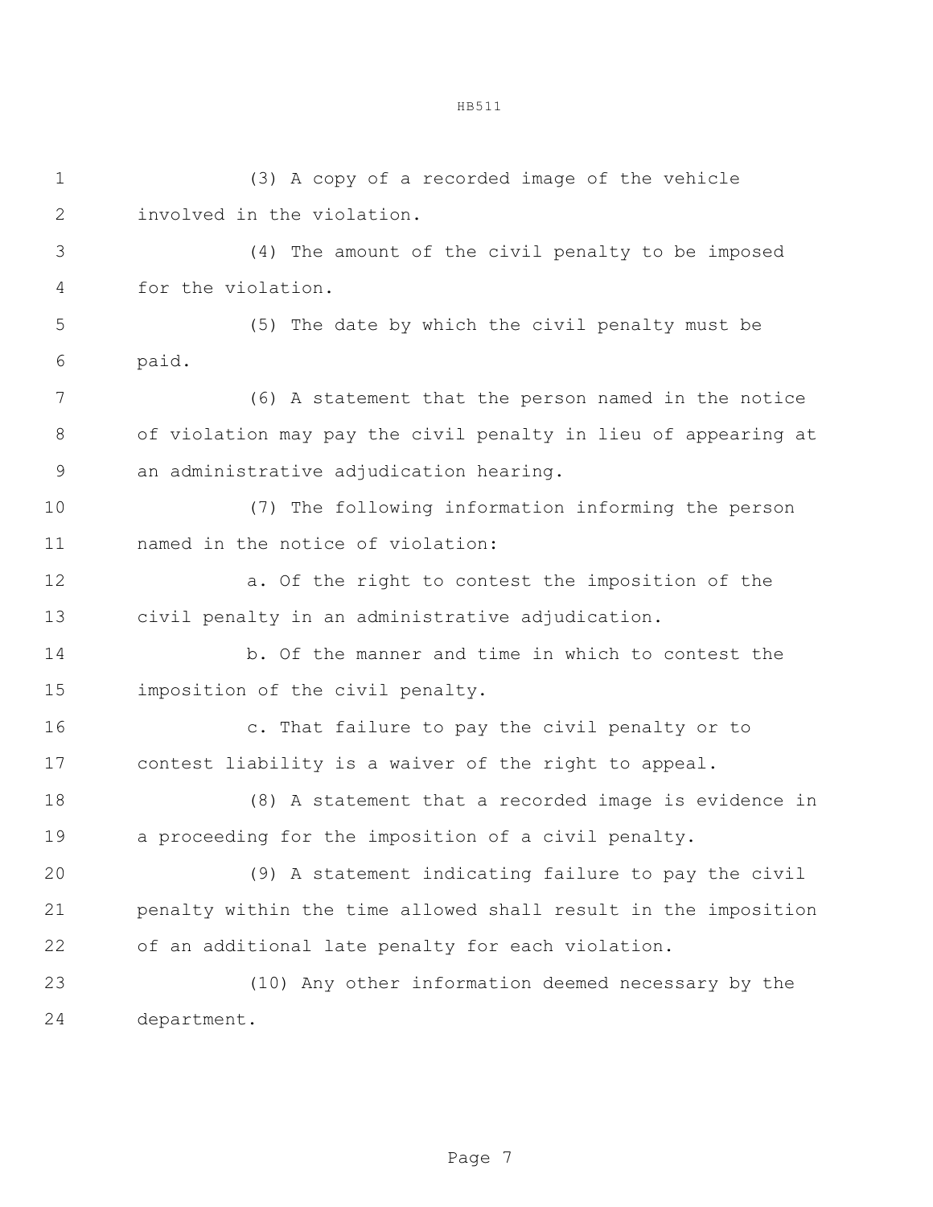(3) A copy of a recorded image of the vehicle involved in the violation.

(4) The amount of the civil penalty to be imposed for the violation.

(5) The date by which the civil penalty must be paid.

(6) A statement that the person named in the notice of violation may pay the civil penalty in lieu of appearing at an administrative adjudication hearing.

(7) The following information informing the person named in the notice of violation:

a. Of the right to contest the imposition of the civil penalty in an administrative adjudication.

b. Of the manner and time in which to contest the imposition of the civil penalty.

c. That failure to pay the civil penalty or to contest liability is a waiver of the right to appeal.

(8) A statement that a recorded image is evidence in a proceeding for the imposition of a civil penalty.

(9) A statement indicating failure to pay the civil penalty within the time allowed shall result in the imposition of an additional late penalty for each violation.

(10) Any other information deemed necessary by the department.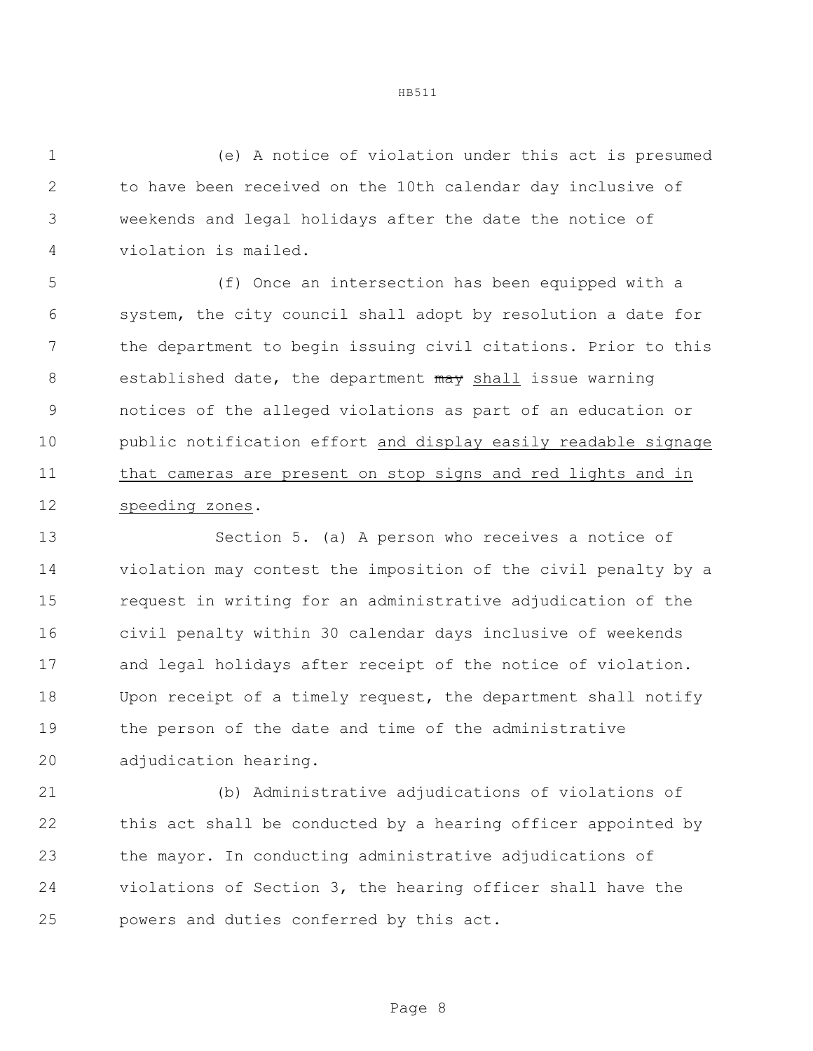(e) A notice of violation under this act is presumed to have been received on the 10th calendar day inclusive of weekends and legal holidays after the date the notice of violation is mailed.

(f) Once an intersection has been equipped with a system, the city council shall adopt by resolution a date for the department to begin issuing civil citations. Prior to this established date, the department ~~may~~ <u>shall</u> issue warning notices of the alleged violations as part of an education or public notification effort <u>and display easily readable signage that cameras are present on stop signs and red lights and in speeding zones</u>.

Section 5. (a) A person who receives a notice of violation may contest the imposition of the civil penalty by a request in writing for an administrative adjudication of the civil penalty within 30 calendar days inclusive of weekends and legal holidays after receipt of the notice of violation. Upon receipt of a timely request, the department shall notify the person of the date and time of the administrative adjudication hearing.

(b) Administrative adjudications of violations of this act shall be conducted by a hearing officer appointed by the mayor. In conducting administrative adjudications of violations of Section 3, the hearing officer shall have the powers and duties conferred by this act.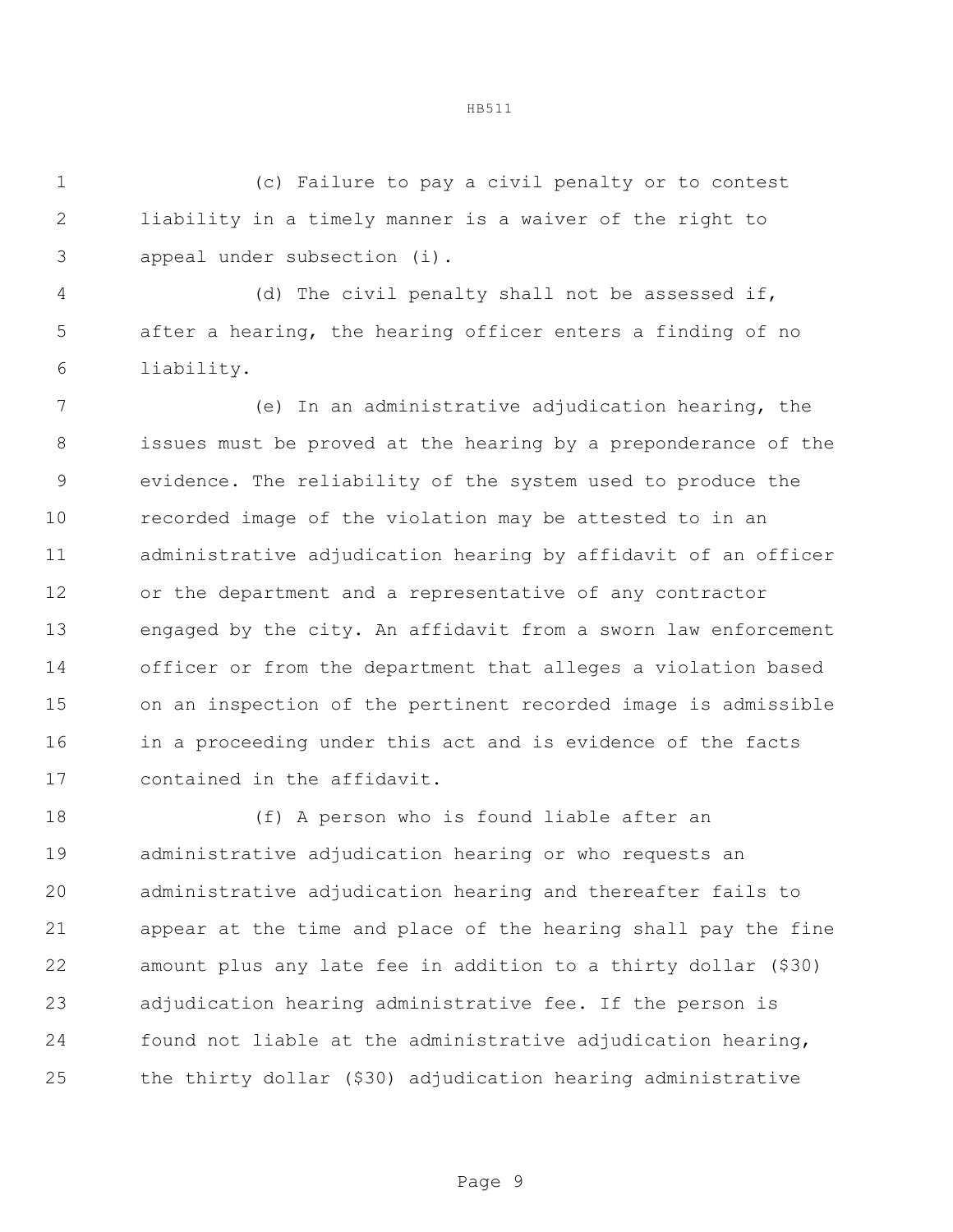(c) Failure to pay a civil penalty or to contest liability in a timely manner is a waiver of the right to appeal under subsection (i).

(d) The civil penalty shall not be assessed if, after a hearing, the hearing officer enters a finding of no liability.

(e) In an administrative adjudication hearing, the issues must be proved at the hearing by a preponderance of the evidence. The reliability of the system used to produce the recorded image of the violation may be attested to in an administrative adjudication hearing by affidavit of an officer or the department and a representative of any contractor engaged by the city. An affidavit from a sworn law enforcement officer or from the department that alleges a violation based on an inspection of the pertinent recorded image is admissible in a proceeding under this act and is evidence of the facts contained in the affidavit.

(f) A person who is found liable after an administrative adjudication hearing or who requests an administrative adjudication hearing and thereafter fails to appear at the time and place of the hearing shall pay the fine amount plus any late fee in addition to a thirty dollar ($30) adjudication hearing administrative fee. If the person is found not liable at the administrative adjudication hearing, the thirty dollar ($30) adjudication hearing administrative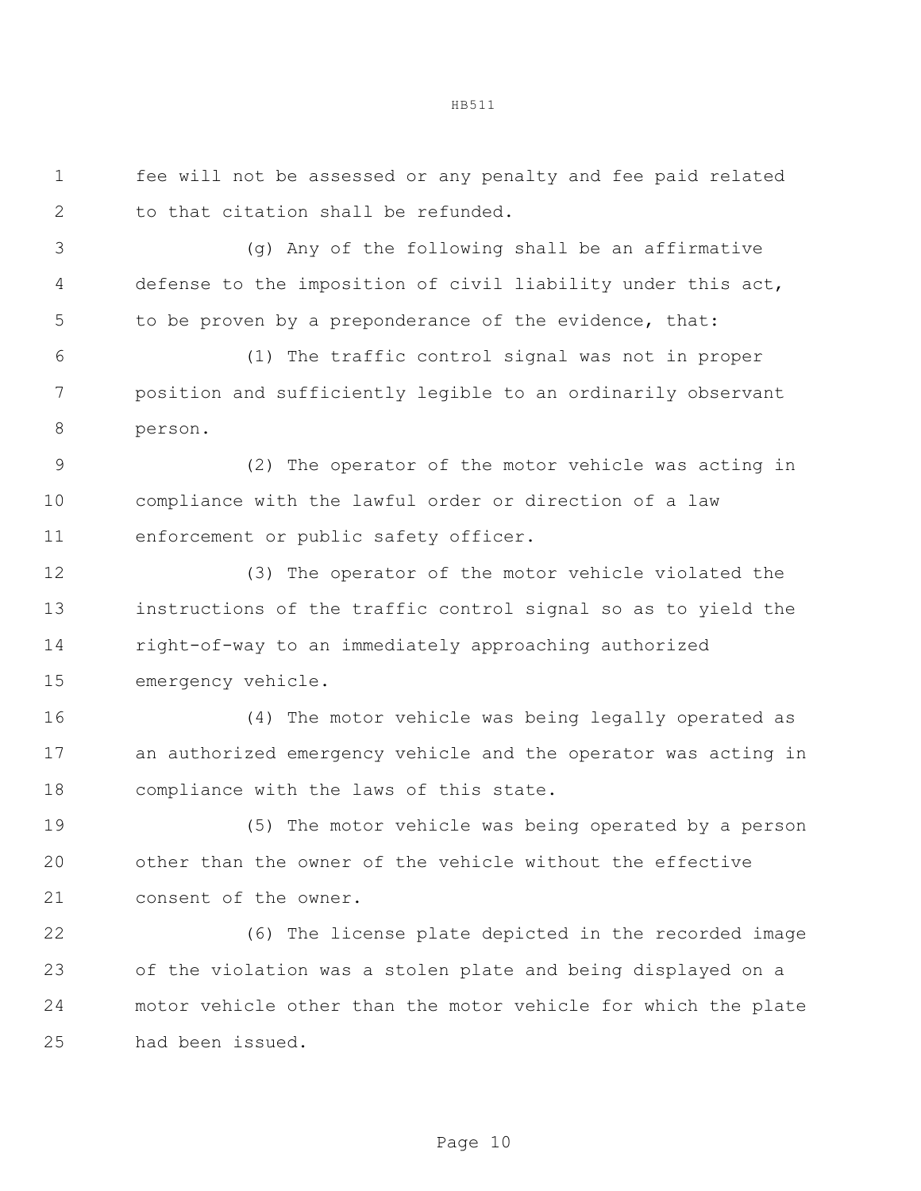fee will not be assessed or any penalty and fee paid related to that citation shall be refunded.

(g) Any of the following shall be an affirmative defense to the imposition of civil liability under this act, to be proven by a preponderance of the evidence, that:

(1) The traffic control signal was not in proper position and sufficiently legible to an ordinarily observant person.

(2) The operator of the motor vehicle was acting in compliance with the lawful order or direction of a law enforcement or public safety officer.

(3) The operator of the motor vehicle violated the instructions of the traffic control signal so as to yield the right-of-way to an immediately approaching authorized emergency vehicle.

(4) The motor vehicle was being legally operated as an authorized emergency vehicle and the operator was acting in compliance with the laws of this state.

(5) The motor vehicle was being operated by a person other than the owner of the vehicle without the effective consent of the owner.

(6) The license plate depicted in the recorded image of the violation was a stolen plate and being displayed on a motor vehicle other than the motor vehicle for which the plate had been issued.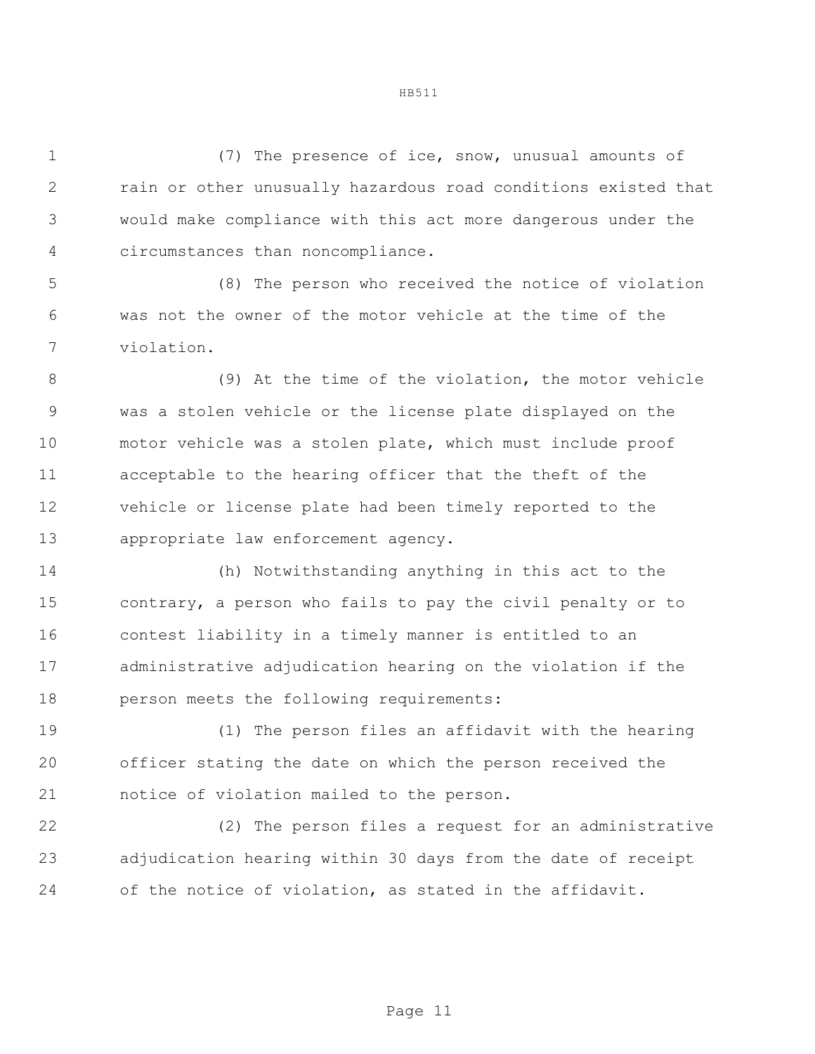(7) The presence of ice, snow, unusual amounts of rain or other unusually hazardous road conditions existed that would make compliance with this act more dangerous under the circumstances than noncompliance.

(8) The person who received the notice of violation was not the owner of the motor vehicle at the time of the violation.

(9) At the time of the violation, the motor vehicle was a stolen vehicle or the license plate displayed on the motor vehicle was a stolen plate, which must include proof acceptable to the hearing officer that the theft of the vehicle or license plate had been timely reported to the appropriate law enforcement agency.

(h) Notwithstanding anything in this act to the contrary, a person who fails to pay the civil penalty or to contest liability in a timely manner is entitled to an administrative adjudication hearing on the violation if the person meets the following requirements:

(1) The person files an affidavit with the hearing officer stating the date on which the person received the notice of violation mailed to the person.

(2) The person files a request for an administrative adjudication hearing within 30 days from the date of receipt of the notice of violation, as stated in the affidavit.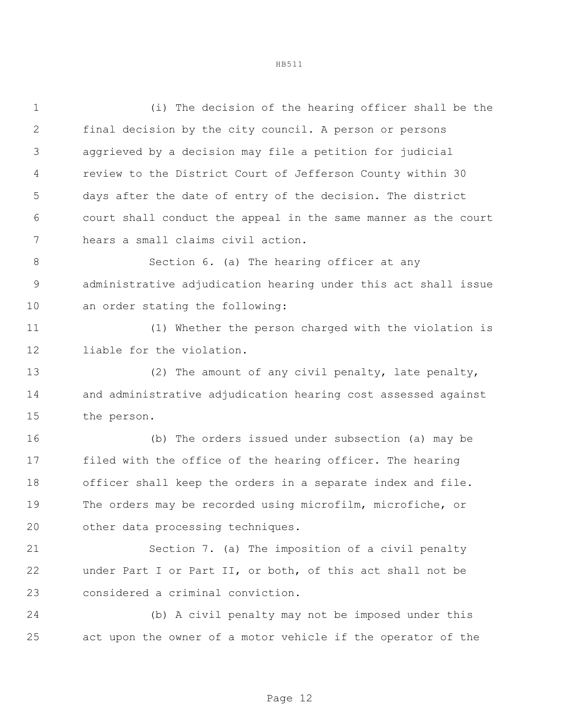(i) The decision of the hearing officer shall be the final decision by the city council. A person or persons aggrieved by a decision may file a petition for judicial review to the District Court of Jefferson County within 30 days after the date of entry of the decision. The district court shall conduct the appeal in the same manner as the court hears a small claims civil action.

Section 6. (a) The hearing officer at any administrative adjudication hearing under this act shall issue an order stating the following:

(1) Whether the person charged with the violation is liable for the violation.

(2) The amount of any civil penalty, late penalty, and administrative adjudication hearing cost assessed against the person.

(b) The orders issued under subsection (a) may be filed with the office of the hearing officer. The hearing officer shall keep the orders in a separate index and file. The orders may be recorded using microfilm, microfiche, or other data processing techniques.

Section 7. (a) The imposition of a civil penalty under Part I or Part II, or both, of this act shall not be considered a criminal conviction.

(b) A civil penalty may not be imposed under this act upon the owner of a motor vehicle if the operator of the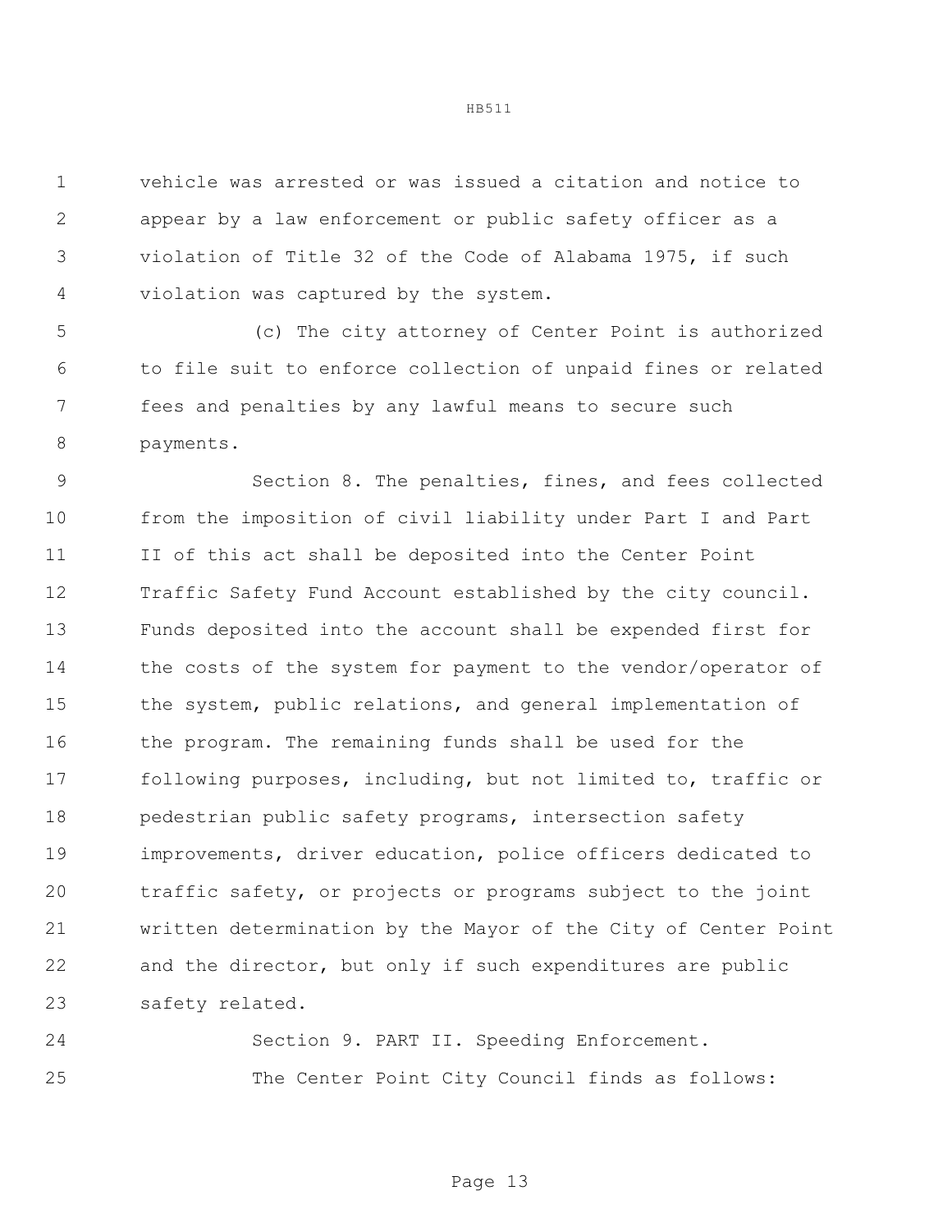vehicle was arrested or was issued a citation and notice to appear by a law enforcement or public safety officer as a violation of Title 32 of the Code of Alabama 1975, if such violation was captured by the system.

(c) The city attorney of Center Point is authorized to file suit to enforce collection of unpaid fines or related fees and penalties by any lawful means to secure such payments.

Section 8. The penalties, fines, and fees collected from the imposition of civil liability under Part I and Part II of this act shall be deposited into the Center Point Traffic Safety Fund Account established by the city council. Funds deposited into the account shall be expended first for the costs of the system for payment to the vendor/operator of the system, public relations, and general implementation of the program. The remaining funds shall be used for the following purposes, including, but not limited to, traffic or pedestrian public safety programs, intersection safety improvements, driver education, police officers dedicated to traffic safety, or projects or programs subject to the joint written determination by the Mayor of the City of Center Point and the director, but only if such expenditures are public safety related.

Section 9. PART II. Speeding Enforcement.

The Center Point City Council finds as follows: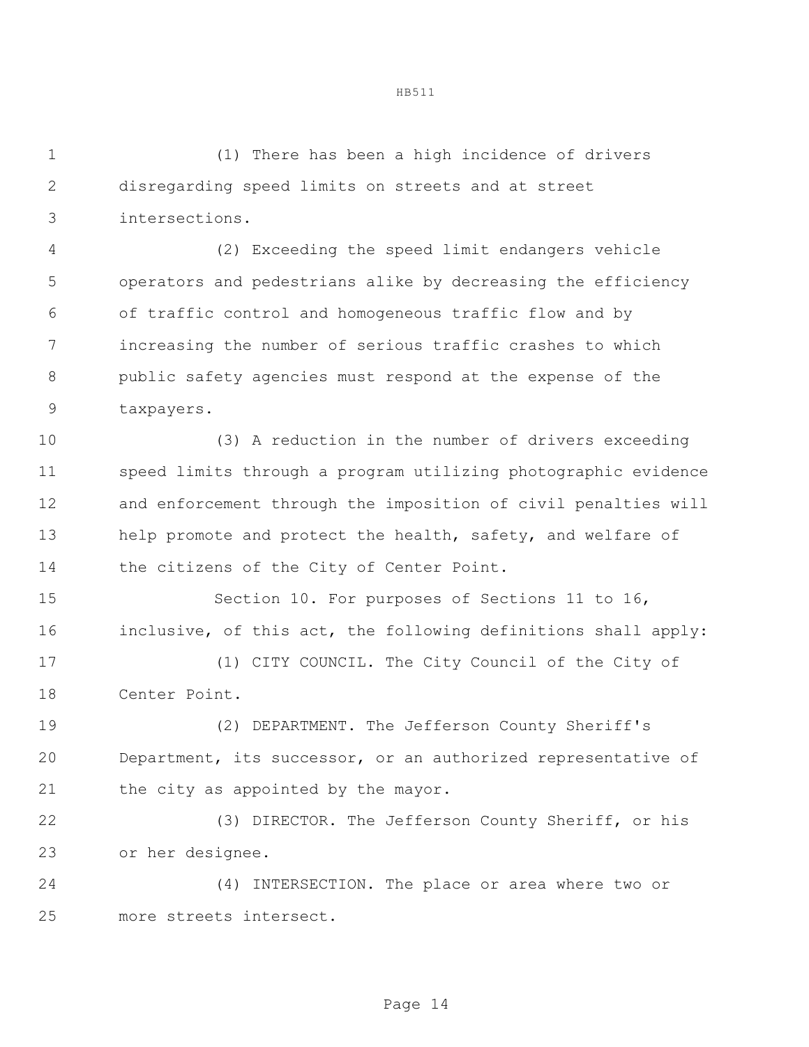(1) There has been a high incidence of drivers disregarding speed limits on streets and at street intersections.

(2) Exceeding the speed limit endangers vehicle operators and pedestrians alike by decreasing the efficiency of traffic control and homogeneous traffic flow and by increasing the number of serious traffic crashes to which public safety agencies must respond at the expense of the taxpayers.

(3) A reduction in the number of drivers exceeding speed limits through a program utilizing photographic evidence and enforcement through the imposition of civil penalties will help promote and protect the health, safety, and welfare of the citizens of the City of Center Point.

Section 10. For purposes of Sections 11 to 16, inclusive, of this act, the following definitions shall apply:

(1) CITY COUNCIL. The City Council of the City of Center Point.

(2) DEPARTMENT. The Jefferson County Sheriff's Department, its successor, or an authorized representative of the city as appointed by the mayor.

(3) DIRECTOR. The Jefferson County Sheriff, or his or her designee.

(4) INTERSECTION. The place or area where two or more streets intersect.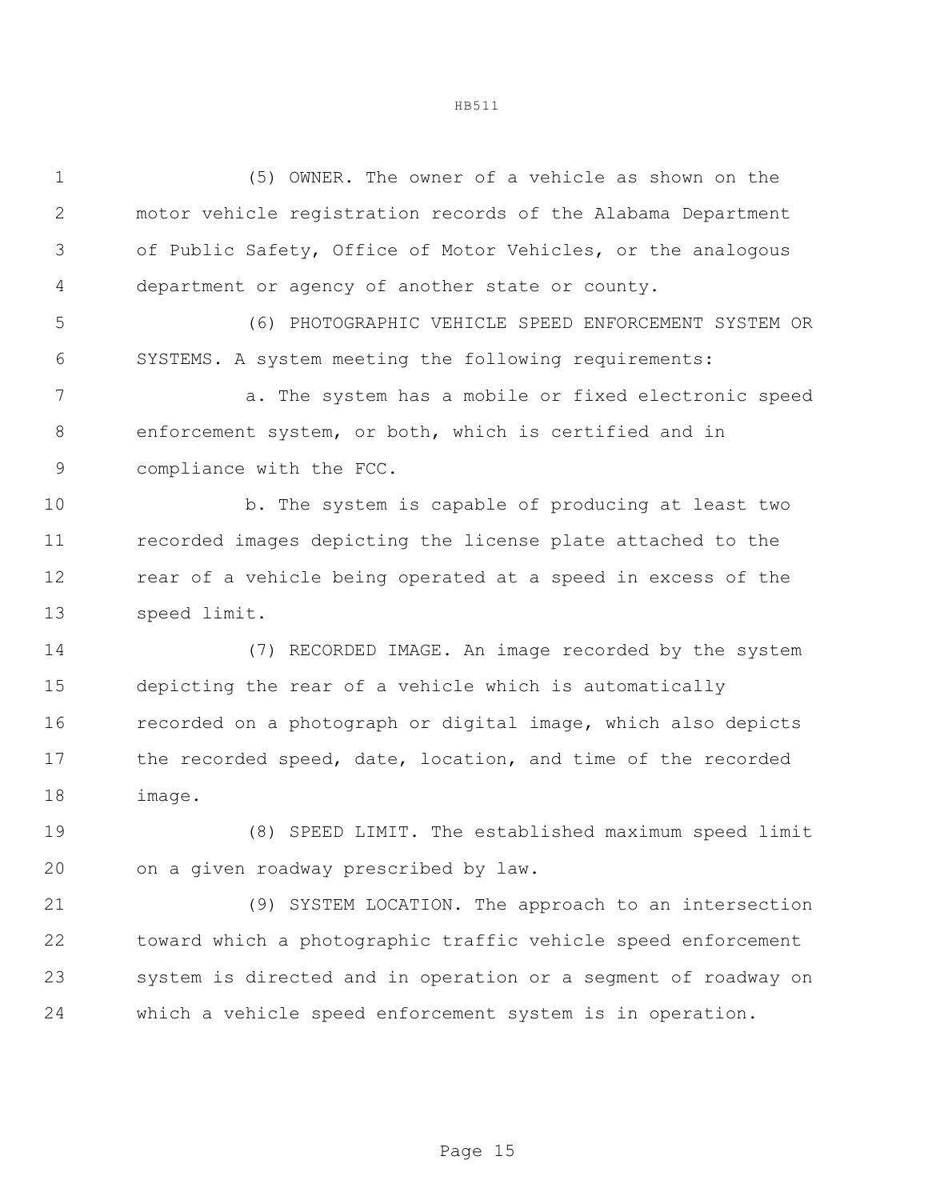(5) OWNER. The owner of a vehicle as shown on the motor vehicle registration records of the Alabama Department of Public Safety, Office of Motor Vehicles, or the analogous department or agency of another state or county.

(6) PHOTOGRAPHIC VEHICLE SPEED ENFORCEMENT SYSTEM OR SYSTEMS. A system meeting the following requirements:

a. The system has a mobile or fixed electronic speed enforcement system, or both, which is certified and in compliance with the FCC.

b. The system is capable of producing at least two recorded images depicting the license plate attached to the rear of a vehicle being operated at a speed in excess of the speed limit.

(7) RECORDED IMAGE. An image recorded by the system depicting the rear of a vehicle which is automatically recorded on a photograph or digital image, which also depicts the recorded speed, date, location, and time of the recorded image.

(8) SPEED LIMIT. The established maximum speed limit on a given roadway prescribed by law.

(9) SYSTEM LOCATION. The approach to an intersection toward which a photographic traffic vehicle speed enforcement system is directed and in operation or a segment of roadway on which a vehicle speed enforcement system is in operation.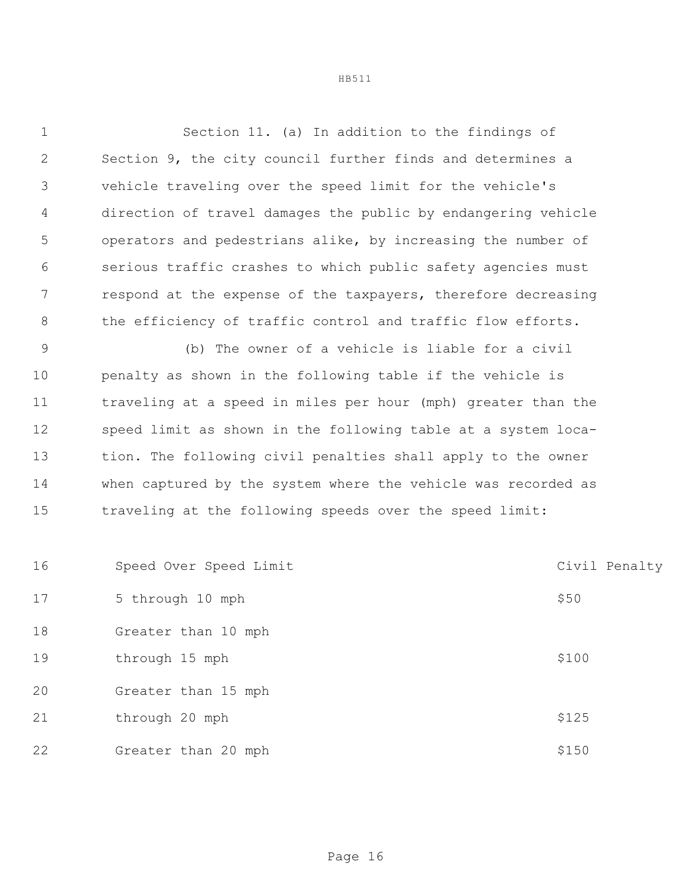Section 11. (a) In addition to the findings of Section 9, the city council further finds and determines a vehicle traveling over the speed limit for the vehicle's direction of travel damages the public by endangering vehicle operators and pedestrians alike, by increasing the number of serious traffic crashes to which public safety agencies must respond at the expense of the taxpayers, therefore decreasing the efficiency of traffic control and traffic flow efforts.

(b) The owner of a vehicle is liable for a civil penalty as shown in the following table if the vehicle is traveling at a speed in miles per hour (mph) greater than the speed limit as shown in the following table at a system location. The following civil penalties shall apply to the owner when captured by the system where the vehicle was recorded as traveling at the following speeds over the speed limit:

| Speed Over Speed Limit | Civil Penalty |
|---|---|
| 5 through 10 mph | $50 |
| Greater than 10 mph through 15 mph | $100 |
| Greater than 15 mph through 20 mph | $125 |
| Greater than 20 mph | $150 |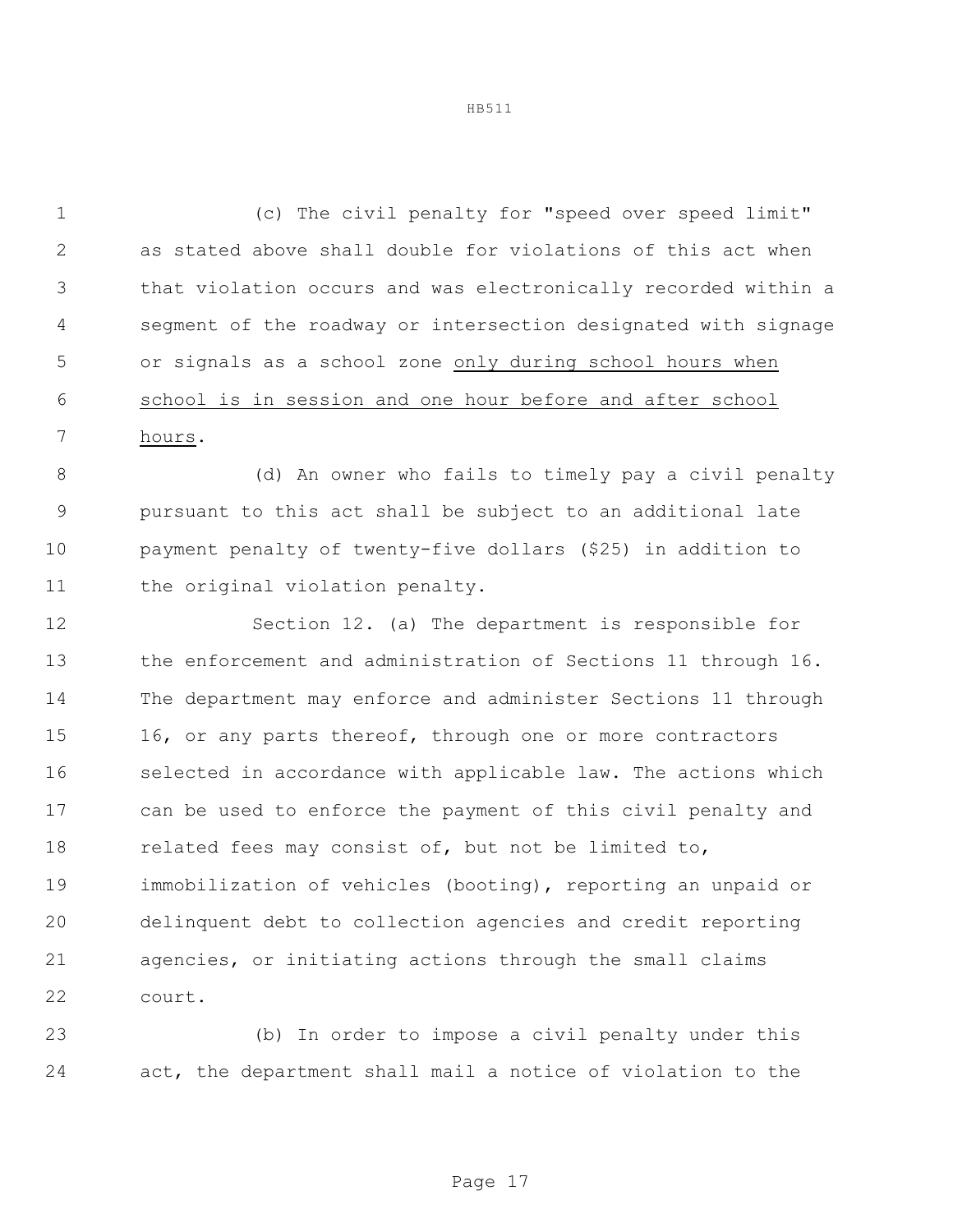(c) The civil penalty for "speed over speed limit" as stated above shall double for violations of this act when that violation occurs and was electronically recorded within a segment of the roadway or intersection designated with signage or signals as a school zone <u>only during school hours when school is in session and one hour before and after school hours</u>.

(d) An owner who fails to timely pay a civil penalty pursuant to this act shall be subject to an additional late payment penalty of twenty-five dollars ($25) in addition to the original violation penalty.

Section 12. (a) The department is responsible for the enforcement and administration of Sections 11 through 16. The department may enforce and administer Sections 11 through 16, or any parts thereof, through one or more contractors selected in accordance with applicable law. The actions which can be used to enforce the payment of this civil penalty and related fees may consist of, but not be limited to, immobilization of vehicles (booting), reporting an unpaid or delinquent debt to collection agencies and credit reporting agencies, or initiating actions through the small claims court.

(b) In order to impose a civil penalty under this act, the department shall mail a notice of violation to the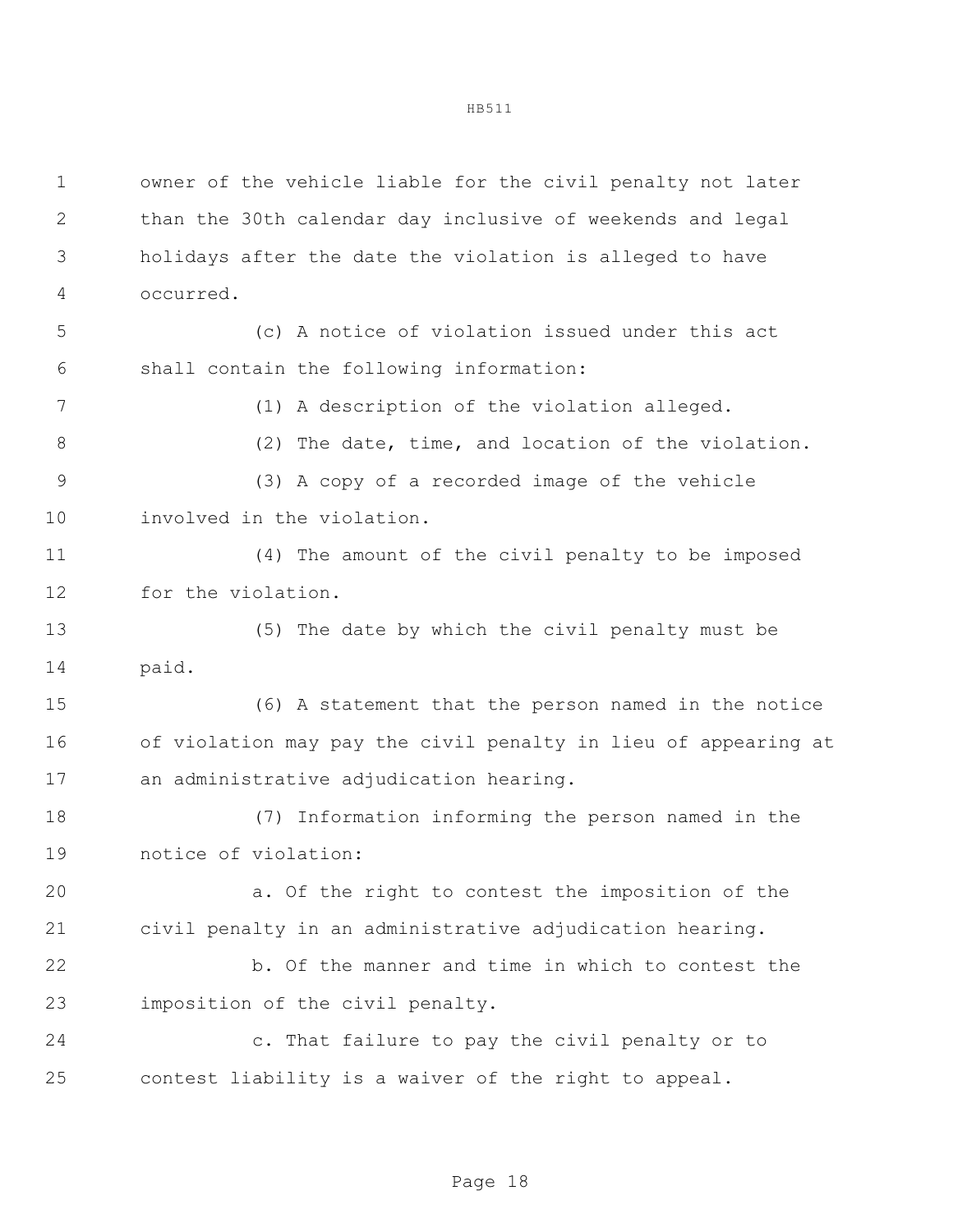owner of the vehicle liable for the civil penalty not later than the 30th calendar day inclusive of weekends and legal holidays after the date the violation is alleged to have occurred.

(c) A notice of violation issued under this act shall contain the following information:

(1) A description of the violation alleged.

(2) The date, time, and location of the violation.

(3) A copy of a recorded image of the vehicle involved in the violation.

(4) The amount of the civil penalty to be imposed for the violation.

(5) The date by which the civil penalty must be paid.

(6) A statement that the person named in the notice of violation may pay the civil penalty in lieu of appearing at an administrative adjudication hearing.

(7) Information informing the person named in the notice of violation:

a. Of the right to contest the imposition of the civil penalty in an administrative adjudication hearing.

b. Of the manner and time in which to contest the imposition of the civil penalty.

c. That failure to pay the civil penalty or to contest liability is a waiver of the right to appeal.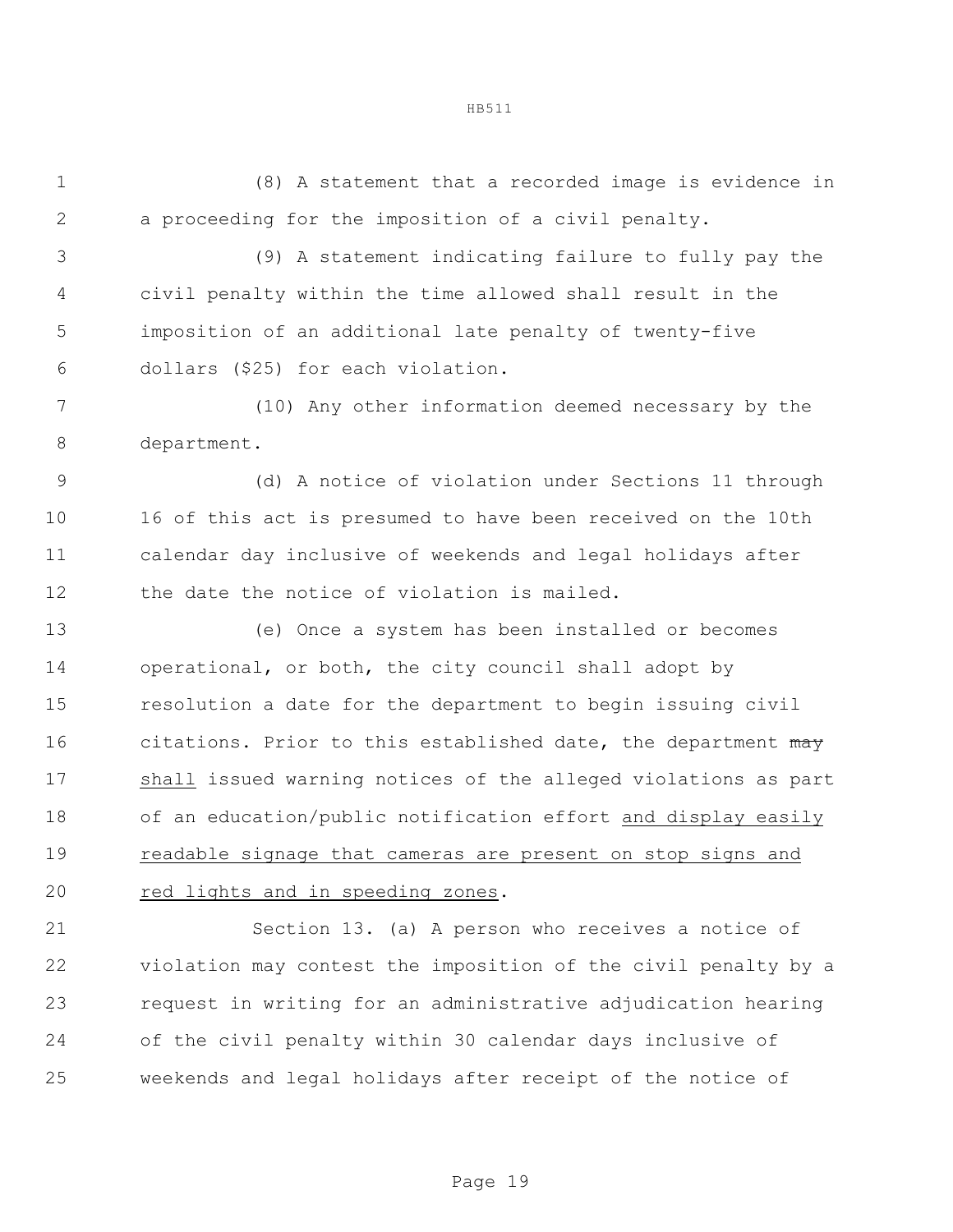(8) A statement that a recorded image is evidence in a proceeding for the imposition of a civil penalty.

(9) A statement indicating failure to fully pay the civil penalty within the time allowed shall result in the imposition of an additional late penalty of twenty-five dollars ($25) for each violation.

(10) Any other information deemed necessary by the department.

(d) A notice of violation under Sections 11 through 16 of this act is presumed to have been received on the 10th calendar day inclusive of weekends and legal holidays after the date the notice of violation is mailed.

(e) Once a system has been installed or becomes operational, or both, the city council shall adopt by resolution a date for the department to begin issuing civil citations. Prior to this established date, the department ~~may~~ <u>shall</u> issued warning notices of the alleged violations as part of an education/public notification effort <u>and display easily readable signage that cameras are present on stop signs and red lights and in speeding zones</u>.

Section 13. (a) A person who receives a notice of violation may contest the imposition of the civil penalty by a request in writing for an administrative adjudication hearing of the civil penalty within 30 calendar days inclusive of weekends and legal holidays after receipt of the notice of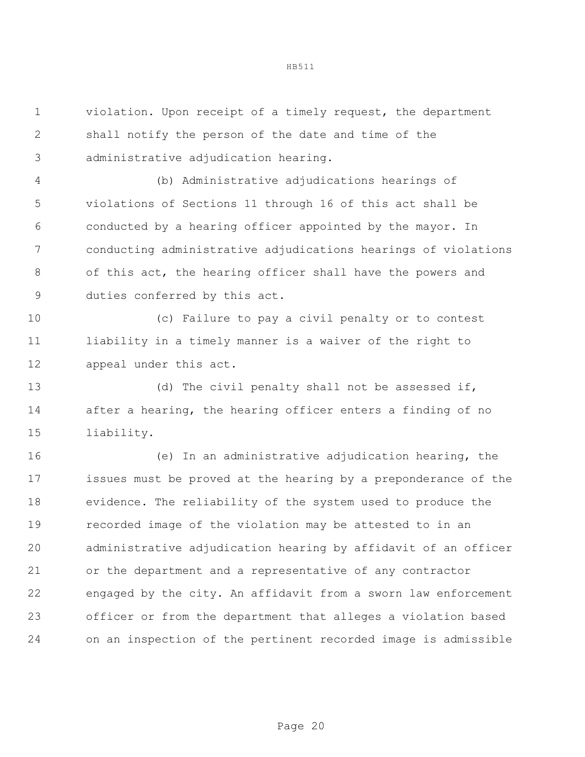violation. Upon receipt of a timely request, the department shall notify the person of the date and time of the administrative adjudication hearing.

(b) Administrative adjudications hearings of violations of Sections 11 through 16 of this act shall be conducted by a hearing officer appointed by the mayor. In conducting administrative adjudications hearings of violations of this act, the hearing officer shall have the powers and duties conferred by this act.

(c) Failure to pay a civil penalty or to contest liability in a timely manner is a waiver of the right to appeal under this act.

(d) The civil penalty shall not be assessed if, after a hearing, the hearing officer enters a finding of no liability.

(e) In an administrative adjudication hearing, the issues must be proved at the hearing by a preponderance of the evidence. The reliability of the system used to produce the recorded image of the violation may be attested to in an administrative adjudication hearing by affidavit of an officer or the department and a representative of any contractor engaged by the city. An affidavit from a sworn law enforcement officer or from the department that alleges a violation based on an inspection of the pertinent recorded image is admissible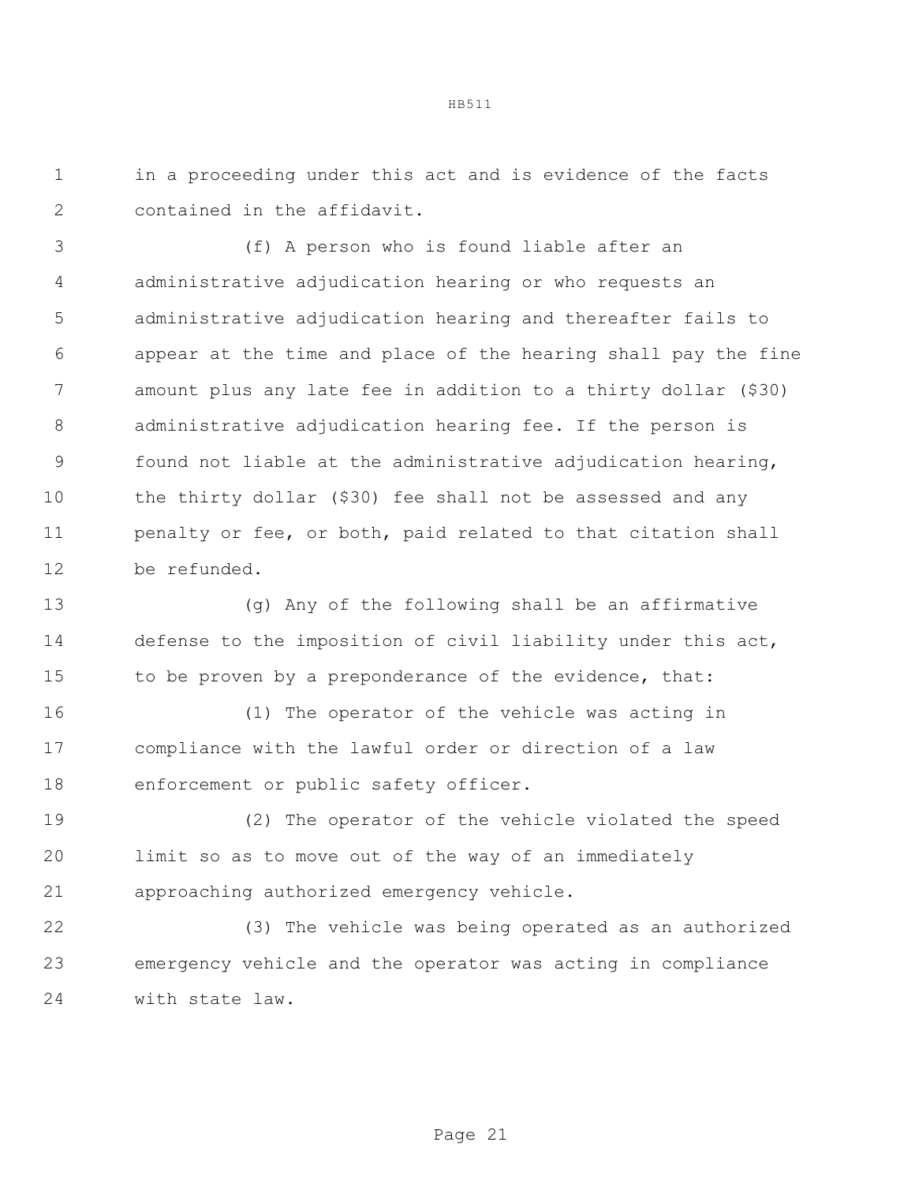in a proceeding under this act and is evidence of the facts contained in the affidavit.

(f) A person who is found liable after an administrative adjudication hearing or who requests an administrative adjudication hearing and thereafter fails to appear at the time and place of the hearing shall pay the fine amount plus any late fee in addition to a thirty dollar ($30) administrative adjudication hearing fee. If the person is found not liable at the administrative adjudication hearing, the thirty dollar ($30) fee shall not be assessed and any penalty or fee, or both, paid related to that citation shall be refunded.

(g) Any of the following shall be an affirmative defense to the imposition of civil liability under this act, to be proven by a preponderance of the evidence, that:

(1) The operator of the vehicle was acting in compliance with the lawful order or direction of a law enforcement or public safety officer.

(2) The operator of the vehicle violated the speed limit so as to move out of the way of an immediately approaching authorized emergency vehicle.

(3) The vehicle was being operated as an authorized emergency vehicle and the operator was acting in compliance with state law.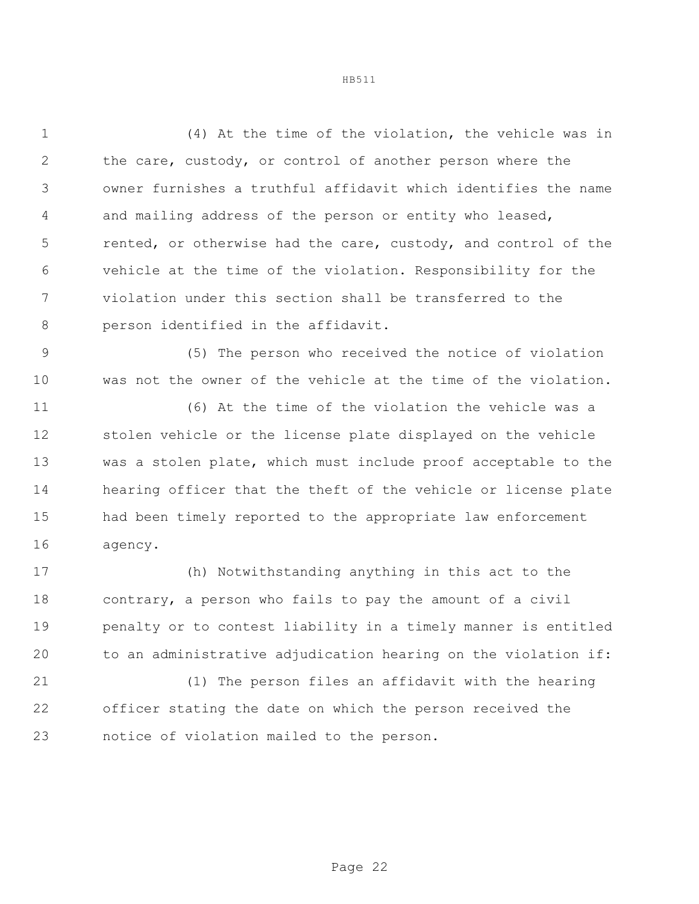(4) At the time of the violation, the vehicle was in the care, custody, or control of another person where the owner furnishes a truthful affidavit which identifies the name and mailing address of the person or entity who leased, rented, or otherwise had the care, custody, and control of the vehicle at the time of the violation. Responsibility for the violation under this section shall be transferred to the person identified in the affidavit.

(5) The person who received the notice of violation was not the owner of the vehicle at the time of the violation.

(6) At the time of the violation the vehicle was a stolen vehicle or the license plate displayed on the vehicle was a stolen plate, which must include proof acceptable to the hearing officer that the theft of the vehicle or license plate had been timely reported to the appropriate law enforcement agency.

(h) Notwithstanding anything in this act to the contrary, a person who fails to pay the amount of a civil penalty or to contest liability in a timely manner is entitled to an administrative adjudication hearing on the violation if:

(1) The person files an affidavit with the hearing officer stating the date on which the person received the notice of violation mailed to the person.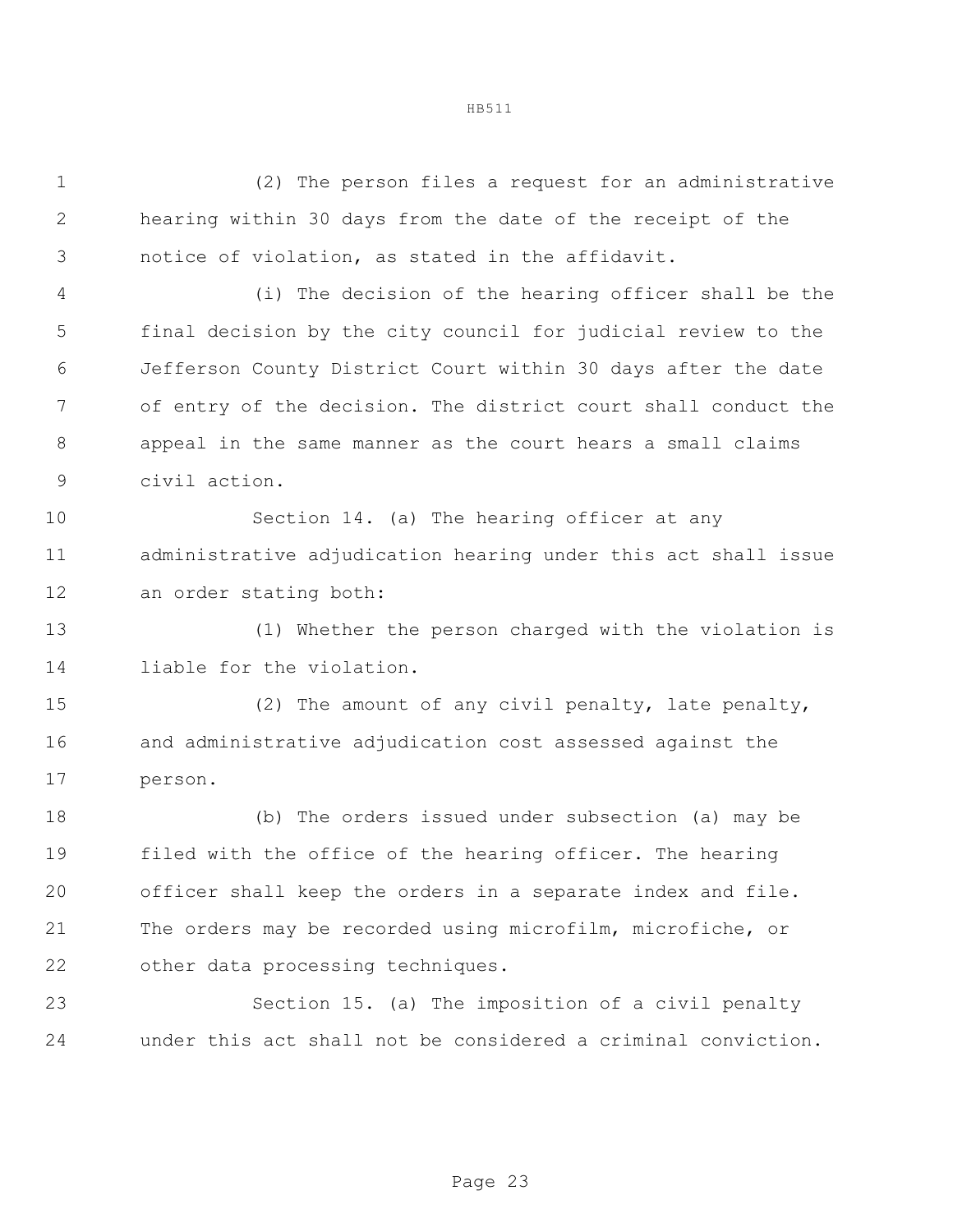(2) The person files a request for an administrative hearing within 30 days from the date of the receipt of the notice of violation, as stated in the affidavit.

(i) The decision of the hearing officer shall be the final decision by the city council for judicial review to the Jefferson County District Court within 30 days after the date of entry of the decision. The district court shall conduct the appeal in the same manner as the court hears a small claims civil action.

Section 14. (a) The hearing officer at any administrative adjudication hearing under this act shall issue an order stating both:

(1) Whether the person charged with the violation is liable for the violation.

(2) The amount of any civil penalty, late penalty, and administrative adjudication cost assessed against the person.

(b) The orders issued under subsection (a) may be filed with the office of the hearing officer. The hearing officer shall keep the orders in a separate index and file. The orders may be recorded using microfilm, microfiche, or other data processing techniques.

Section 15. (a) The imposition of a civil penalty under this act shall not be considered a criminal conviction.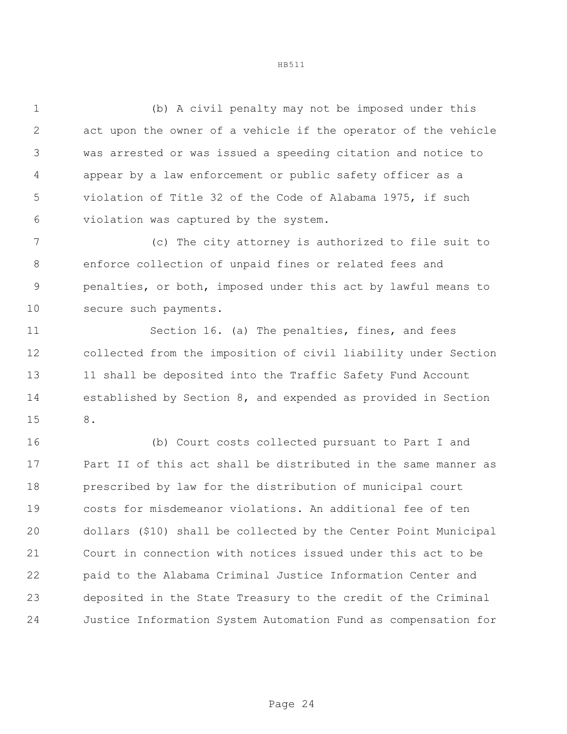(b) A civil penalty may not be imposed under this act upon the owner of a vehicle if the operator of the vehicle was arrested or was issued a speeding citation and notice to appear by a law enforcement or public safety officer as a violation of Title 32 of the Code of Alabama 1975, if such violation was captured by the system.

(c) The city attorney is authorized to file suit to enforce collection of unpaid fines or related fees and penalties, or both, imposed under this act by lawful means to secure such payments.

Section 16. (a) The penalties, fines, and fees collected from the imposition of civil liability under Section 11 shall be deposited into the Traffic Safety Fund Account established by Section 8, and expended as provided in Section 8.

(b) Court costs collected pursuant to Part I and Part II of this act shall be distributed in the same manner as prescribed by law for the distribution of municipal court costs for misdemeanor violations. An additional fee of ten dollars ($10) shall be collected by the Center Point Municipal Court in connection with notices issued under this act to be paid to the Alabama Criminal Justice Information Center and deposited in the State Treasury to the credit of the Criminal Justice Information System Automation Fund as compensation for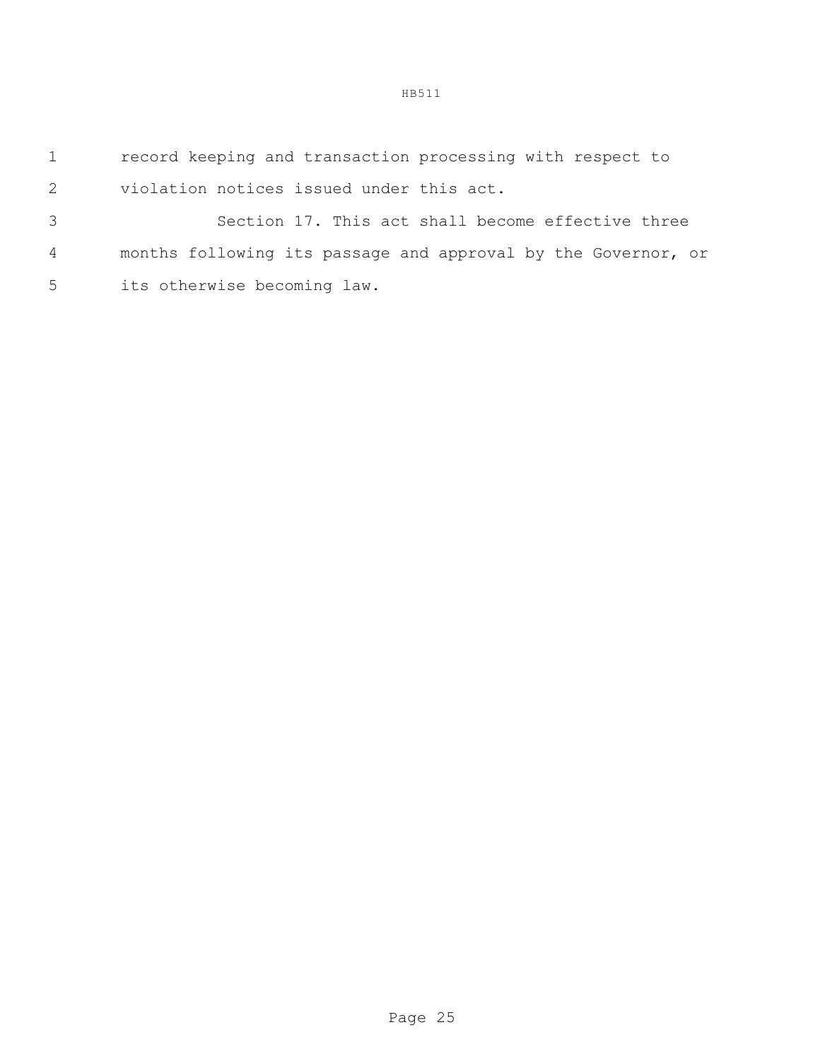record keeping and transaction processing with respect to violation notices issued under this act.

Section 17. This act shall become effective three months following its passage and approval by the Governor, or its otherwise becoming law.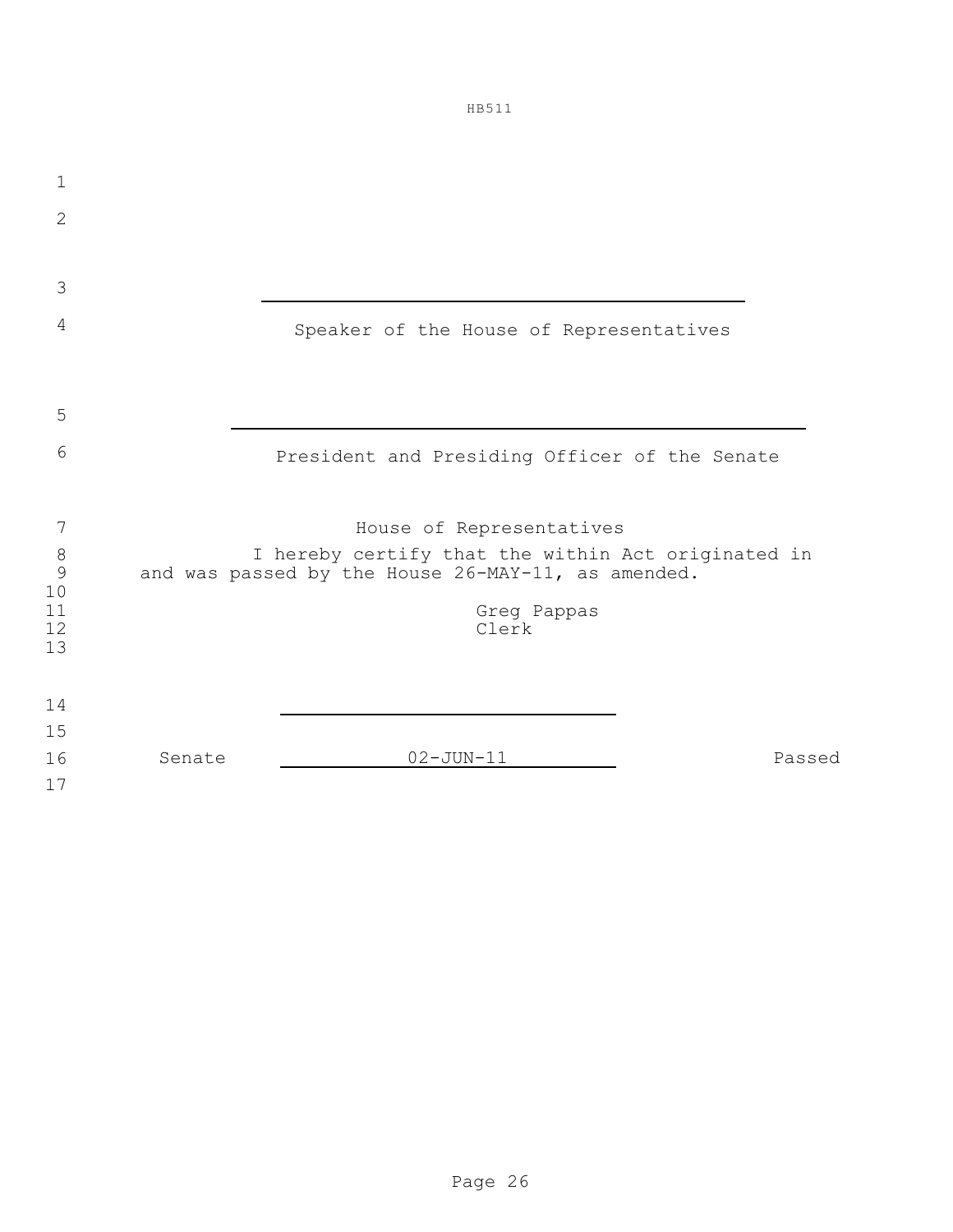\_\_\_\_\_\_\_\_\_\_\_\_\_\_\_\_\_\_\_\_\_\_\_\_\_\_\_\_\_\_\_\_\_\_\_\_\_\_\_\_\_\_

Speaker of the House of Representatives

\_\_\_\_\_\_\_\_\_\_\_\_\_\_\_\_\_\_\_\_\_\_\_\_\_\_\_\_\_\_\_\_\_\_\_\_\_\_\_\_\_\_\_\_\_\_\_\_\_\_

President and Presiding Officer of the Senate

House of Representatives

I hereby certify that the within Act originated in and was passed by the House 26-MAY-11, as amended.

Greg Pappas
Clerk

\_\_\_\_\_\_\_\_\_\_\_\_\_\_\_\_\_\_\_\_\_\_\_\_\_\_\_\_\_\_

Senate 02-JUN-11 Passed